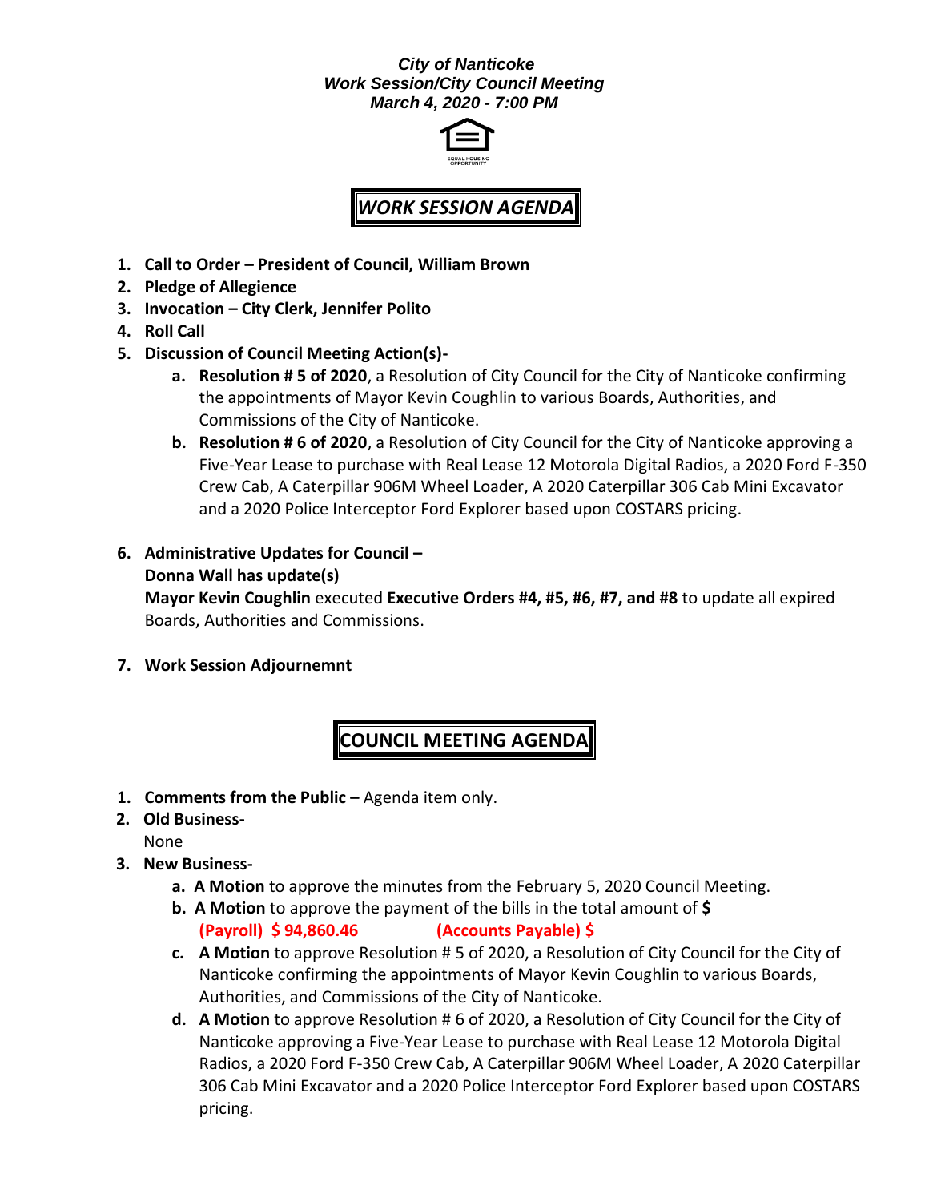***City of Nanticoke***
***Work Session/City Council Meeting***
***March 4, 2020 - 7:00 PM***

## *WORK SESSION AGENDA*

1. **Call to Order – President of Council, William Brown**
2. **Pledge of Allegience**
3. **Invocation – City Clerk, Jennifer Polito**
4. **Roll Call**
5. **Discussion of Council Meeting Action(s)-**
   a. **Resolution # 5 of 2020**, a Resolution of City Council for the City of Nanticoke confirming the appointments of Mayor Kevin Coughlin to various Boards, Authorities, and Commissions of the City of Nanticoke.
   b. **Resolution # 6 of 2020**, a Resolution of City Council for the City of Nanticoke approving a Five-Year Lease to purchase with Real Lease 12 Motorola Digital Radios, a 2020 Ford F-350 Crew Cab, A Caterpillar 906M Wheel Loader, A 2020 Caterpillar 306 Cab Mini Excavator and a 2020 Police Interceptor Ford Explorer based upon COSTARS pricing.
6. **Administrative Updates for Council –**
   **Donna Wall has update(s)**
   **Mayor Kevin Coughlin** executed **Executive Orders #4, #5, #6, #7, and #8** to update all expired Boards, Authorities and Commissions.
7. **Work Session Adjournemnt**

## COUNCIL MEETING AGENDA

1. **Comments from the Public –** Agenda item only.
2. **Old Business-**
   None
3. **New Business-**
   a. **A Motion** to approve the minutes from the February 5, 2020 Council Meeting.
   b. **A Motion** to approve the payment of the bills in the total amount of **$**
      **(Payroll) $ 94,860.46** **(Accounts Payable) $**
   c. **A Motion** to approve Resolution # 5 of 2020, a Resolution of City Council for the City of Nanticoke confirming the appointments of Mayor Kevin Coughlin to various Boards, Authorities, and Commissions of the City of Nanticoke.
   d. **A Motion** to approve Resolution # 6 of 2020, a Resolution of City Council for the City of Nanticoke approving a Five-Year Lease to purchase with Real Lease 12 Motorola Digital Radios, a 2020 Ford F-350 Crew Cab, A Caterpillar 906M Wheel Loader, A 2020 Caterpillar 306 Cab Mini Excavator and a 2020 Police Interceptor Ford Explorer based upon COSTARS pricing.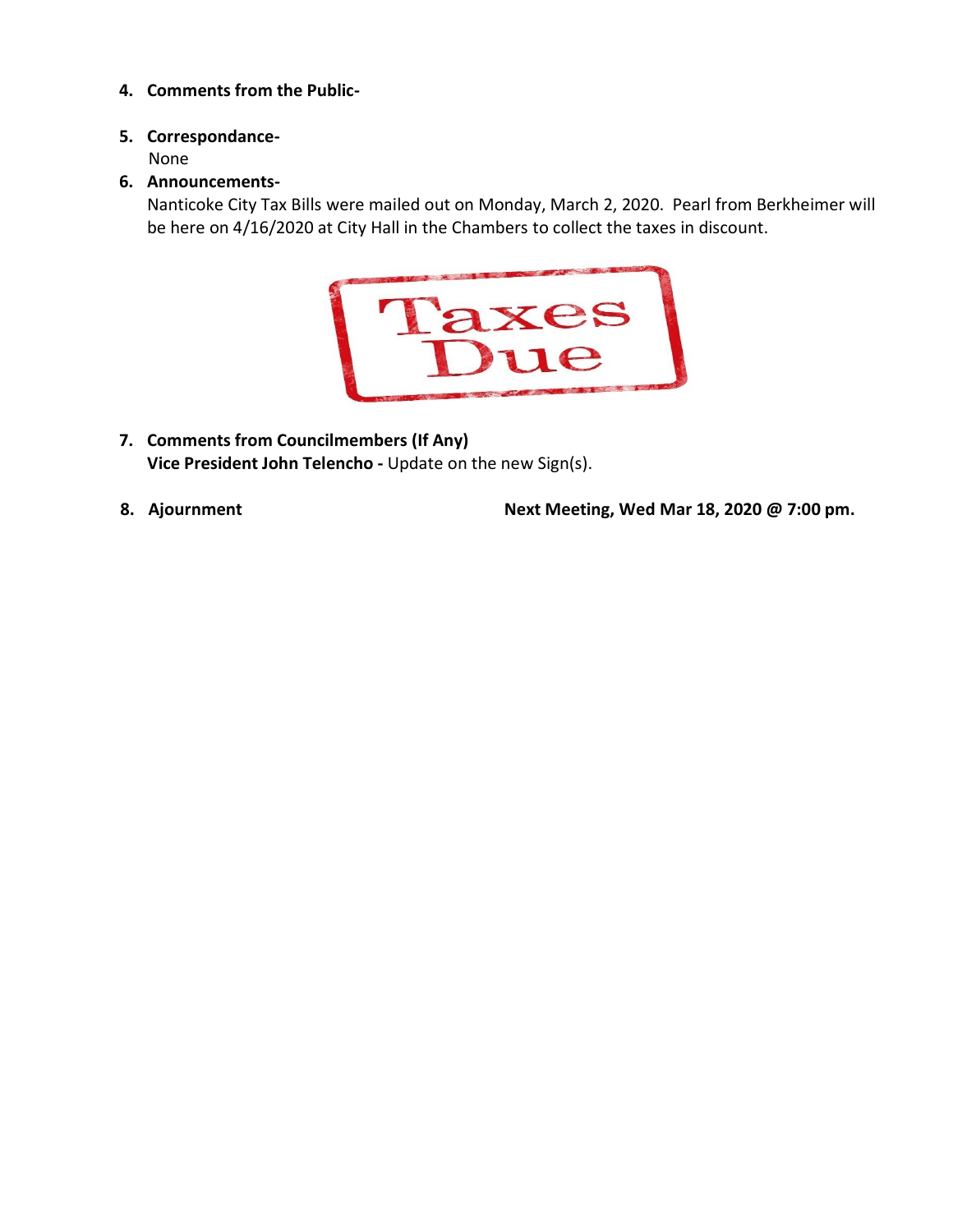4. **Comments from the Public-**

5. **Correspondance-**
   None

6. **Announcements-**
   Nanticoke City Tax Bills were mailed out on Monday, March 2, 2020. Pearl from Berkheimer will be here on 4/16/2020 at City Hall in the Chambers to collect the taxes in discount.

7. **Comments from Councilmembers (If Any)**
   **Vice President John Telencho -** Update on the new Sign(s).

8. **Ajournment** **Next Meeting, Wed Mar 18, 2020 @ 7:00 pm.**